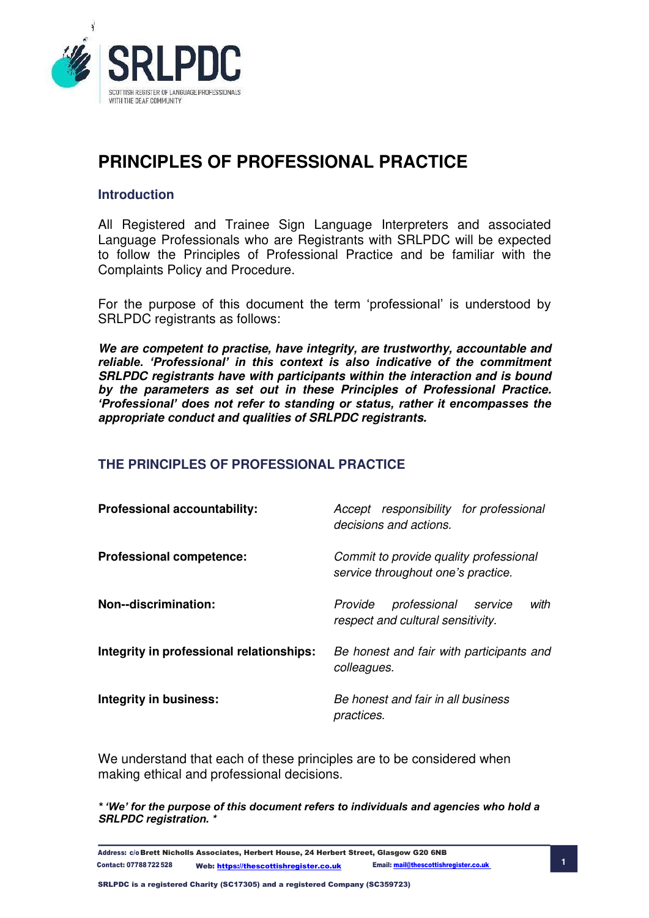SRLPDC

SCOTTISH REGISTER OF LANGUAGE PROFESSIONALS WITH THE DEAF COMMUNITY

# PRINCIPLES OF PROFESSIONAL PRACTICE

## Introduction

All Registered and Trainee Sign Language Interpreters and associated Language Professionals who are Registrants with SRLPDC will be expected to follow the Principles of Professional Practice and be familiar with the Complaints Policy and Procedure.

For the purpose of this document the term 'professional' is understood by SRLPDC registrants as follows:

***We are competent to practise, have integrity, are trustworthy, accountable and reliable. 'Professional' in this context is also indicative of the commitment SRLPDC registrants have with participants within the interaction and is bound by the parameters as set out in these Principles of Professional Practice. 'Professional' does not refer to standing or status, rather it encompasses the appropriate conduct and qualities of SRLPDC registrants.***

## THE PRINCIPLES OF PROFESSIONAL PRACTICE

| | |
|---|---|
| **Professional accountability:** | *Accept responsibility for professional decisions and actions.* |
| **Professional competence:** | *Commit to provide quality professional service throughout one's practice.* |
| **Non--discrimination:** | *Provide professional service with respect and cultural sensitivity.* |
| **Integrity in professional relationships:** | *Be honest and fair with participants and colleagues.* |
| **Integrity in business:** | *Be honest and fair in all business practices.* |

We understand that each of these principles are to be considered when making ethical and professional decisions.

***\* 'We' for the purpose of this document refers to individuals and agencies who hold a SRLPDC registration. \****

Address: c/o Brett Nicholls Associates, Herbert House, 24 Herbert Street, Glasgow G20 6NB
Contact: 07788 722 528 Web: https://thescottishregister.co.uk Email: mail@thescottishregister.co.uk

SRLPDC is a registered Charity (SC17305) and a registered Company (SC359723)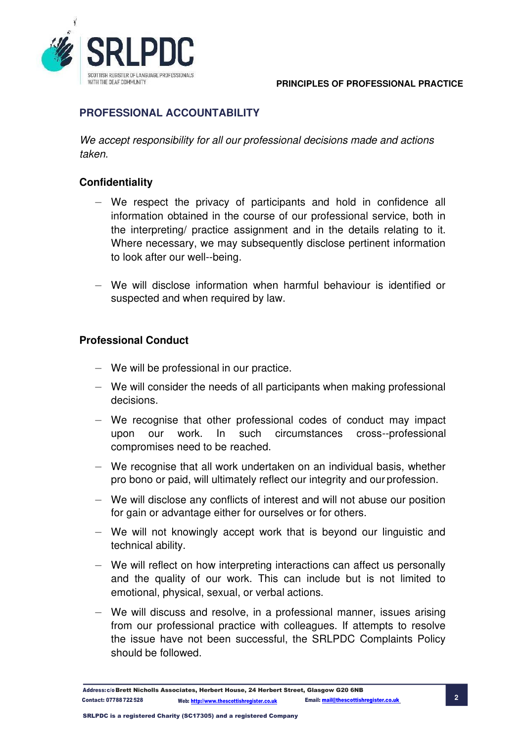## PROFESSIONAL ACCOUNTABILITY

*We accept responsibility for all our professional decisions made and actions taken.*

### Confidentiality

- We respect the privacy of participants and hold in confidence all information obtained in the course of our professional service, both in the interpreting/ practice assignment and in the details relating to it. Where necessary, we may subsequently disclose pertinent information to look after our well--being.

- We will disclose information when harmful behaviour is identified or suspected and when required by law.

### Professional Conduct

- We will be professional in our practice.
- We will consider the needs of all participants when making professional decisions.
- We recognise that other professional codes of conduct may impact upon our work. In such circumstances cross--professional compromises need to be reached.
- We recognise that all work undertaken on an individual basis, whether pro bono or paid, will ultimately reflect our integrity and our profession.
- We will disclose any conflicts of interest and will not abuse our position for gain or advantage either for ourselves or for others.
- We will not knowingly accept work that is beyond our linguistic and technical ability.
- We will reflect on how interpreting interactions can affect us personally and the quality of our work. This can include but is not limited to emotional, physical, sexual, or verbal actions.
- We will discuss and resolve, in a professional manner, issues arising from our professional practice with colleagues. If attempts to resolve the issue have not been successful, the SRLPDC Complaints Policy should be followed.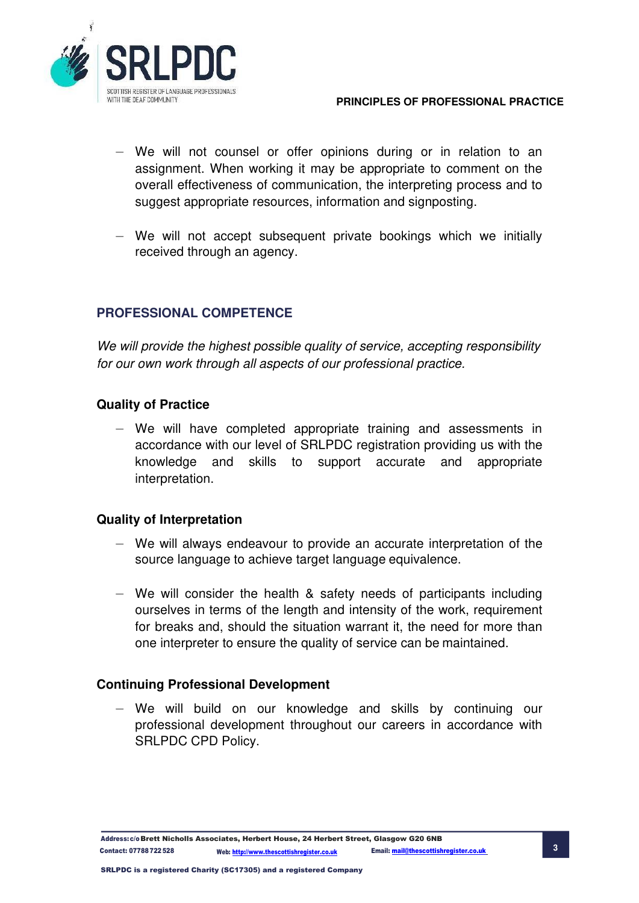- We will not counsel or offer opinions during or in relation to an assignment. When working it may be appropriate to comment on the overall effectiveness of communication, the interpreting process and to suggest appropriate resources, information and signposting.

- We will not accept subsequent private bookings which we initially received through an agency.

## PROFESSIONAL COMPETENCE

*We will provide the highest possible quality of service, accepting responsibility for our own work through all aspects of our professional practice.*

### Quality of Practice

- We will have completed appropriate training and assessments in accordance with our level of SRLPDC registration providing us with the knowledge and skills to support accurate and appropriate interpretation.

### Quality of Interpretation

- We will always endeavour to provide an accurate interpretation of the source language to achieve target language equivalence.

- We will consider the health & safety needs of participants including ourselves in terms of the length and intensity of the work, requirement for breaks and, should the situation warrant it, the need for more than one interpreter to ensure the quality of service can be maintained.

### Continuing Professional Development

- We will build on our knowledge and skills by continuing our professional development throughout our careers in accordance with SRLPDC CPD Policy.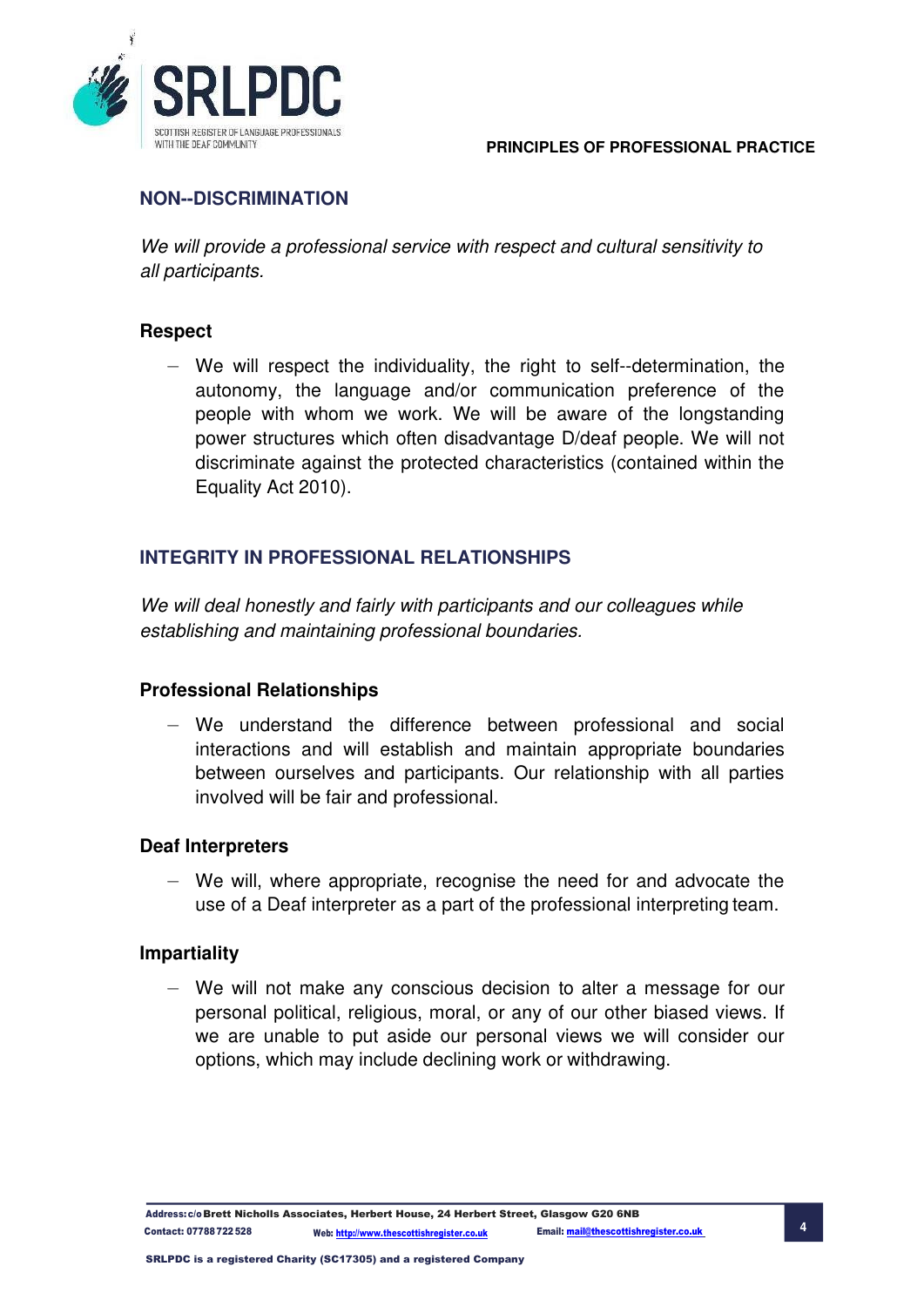## NON--DISCRIMINATION

*We will provide a professional service with respect and cultural sensitivity to all participants.*

### Respect

- We will respect the individuality, the right to self--determination, the autonomy, the language and/or communication preference of the people with whom we work. We will be aware of the longstanding power structures which often disadvantage D/deaf people. We will not discriminate against the protected characteristics (contained within the Equality Act 2010).

## INTEGRITY IN PROFESSIONAL RELATIONSHIPS

*We will deal honestly and fairly with participants and our colleagues while establishing and maintaining professional boundaries.*

### Professional Relationships

- We understand the difference between professional and social interactions and will establish and maintain appropriate boundaries between ourselves and participants. Our relationship with all parties involved will be fair and professional.

### Deaf Interpreters

- We will, where appropriate, recognise the need for and advocate the use of a Deaf interpreter as a part of the professional interpreting team.

### Impartiality

- We will not make any conscious decision to alter a message for our personal political, religious, moral, or any of our other biased views. If we are unable to put aside our personal views we will consider our options, which may include declining work or withdrawing.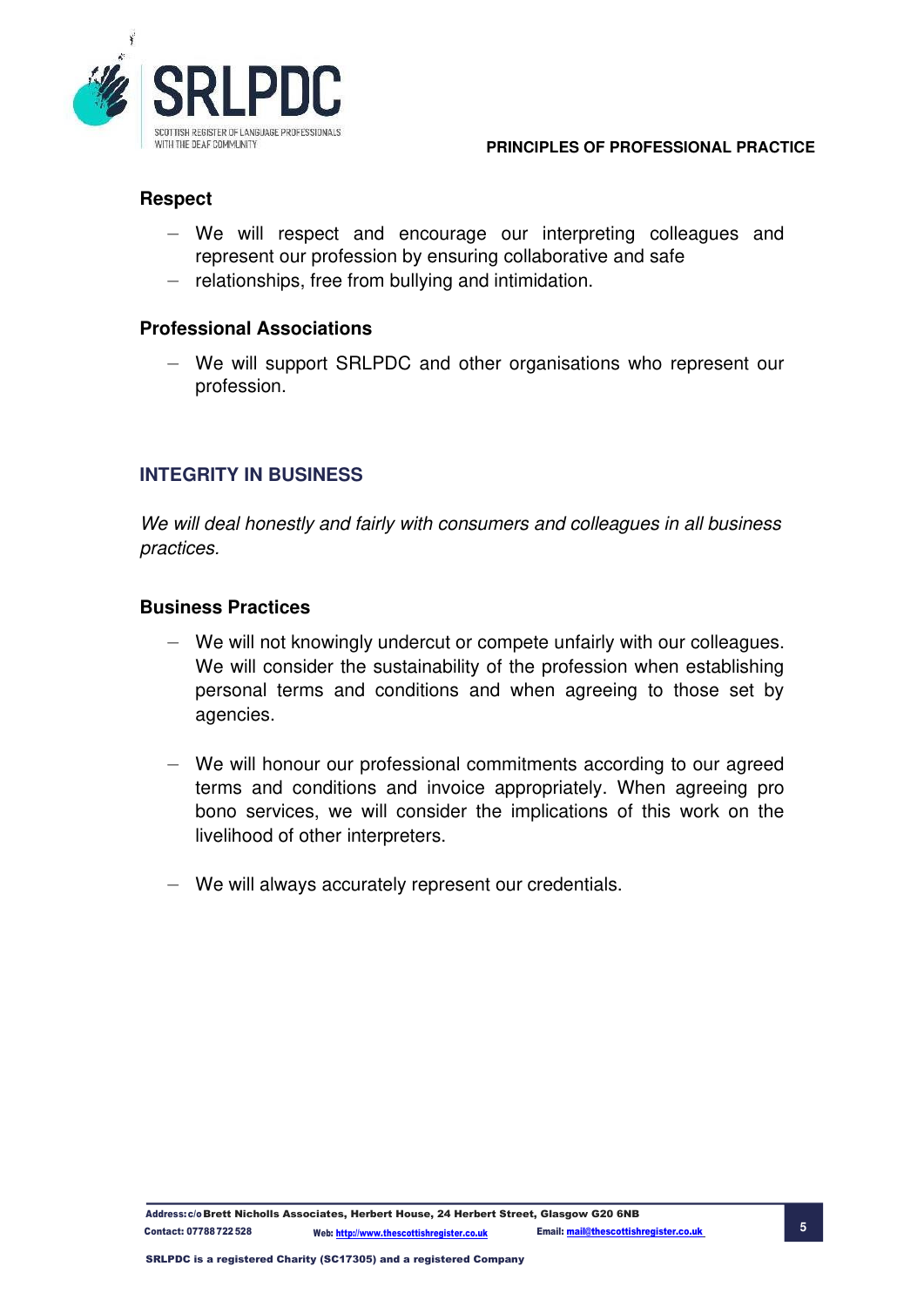### Respect

- We will respect and encourage our interpreting colleagues and represent our profession by ensuring collaborative and safe
- relationships, free from bullying and intimidation.

### Professional Associations

- We will support SRLPDC and other organisations who represent our profession.

## INTEGRITY IN BUSINESS

*We will deal honestly and fairly with consumers and colleagues in all business practices.*

### Business Practices

- We will not knowingly undercut or compete unfairly with our colleagues. We will consider the sustainability of the profession when establishing personal terms and conditions and when agreeing to those set by agencies.

- We will honour our professional commitments according to our agreed terms and conditions and invoice appropriately. When agreeing pro bono services, we will consider the implications of this work on the livelihood of other interpreters.

- We will always accurately represent our credentials.